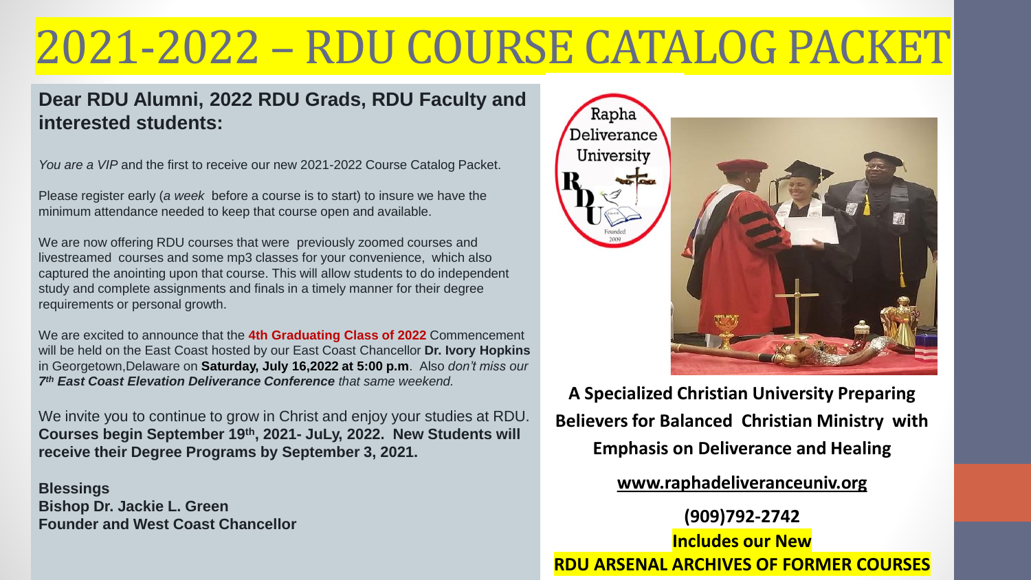# 2021-2022 – RDU COURSE CATALOG PACKET

**Dear RDU Alumni, 2022 RDU Grads, RDU Faculty and interested students:**

*You are a VIP* and the first to receive our new 2021-2022 Course Catalog Packet.

Please register early (*a week* before a course is to start) to insure we have the minimum attendance needed to keep that course open and available.

We are now offering RDU courses that were previously zoomed courses and livestreamed courses and some mp3 classes for your convenience, which also captured the anointing upon that course. This will allow students to do independent study and complete assignments and finals in a timely manner for their degree requirements or personal growth.

We are excited to announce that the **4th Graduating Class of 2022** Commencement will be held on the East Coast hosted by our East Coast Chancellor **Dr. Ivory Hopkins** in Georgetown,Delaware on **Saturday, July 16,2022 at 5:00 p.m**. Also *don't miss our* ***7th East Coast Elevation Deliverance Conference*** *that same weekend.*

We invite you to continue to grow in Christ and enjoy your studies at RDU. **Courses begin September 19th, 2021- JuLy, 2022. New Students will receive their Degree Programs by September 3, 2021.**

**Blessings**
**Bishop Dr. Jackie L. Green**
**Founder and West Coast Chancellor**

Rapha Deliverance University
RDU
Founded 2009

**A Specialized Christian University Preparing Believers for Balanced Christian Ministry with Emphasis on Deliverance and Healing**

**www.raphadeliveranceuniv.org**

**(909)792-2742**

**Includes our New**
**RDU ARSENAL ARCHIVES OF FORMER COURSES**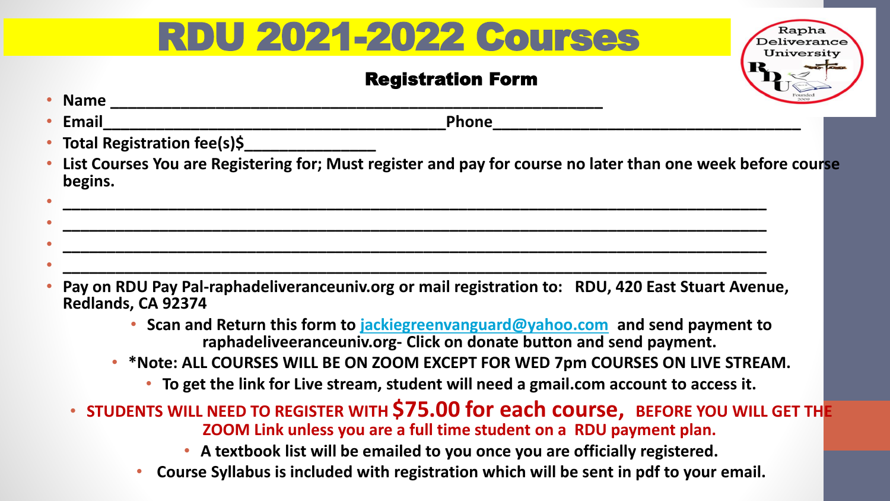# RDU 2021-2022 Courses

Rapha Deliverance University
RDU
Founded 2009

## Registration Form

- **Name** ___________________________________________________________
- **Email**__________________________________________**Phone**______________________________________
- **Total Registration fee(s)$**_______________
- **List Courses You are Registering for; Must register and pay for course no later than one week before course begins.**
- ______________________________________________________________________________________
- ______________________________________________________________________________________
- ______________________________________________________________________________________
- ______________________________________________________________________________________
- **Pay on RDU Pay Pal-raphadeliveranceuniv.org or mail registration to: RDU, 420 East Stuart Avenue, Redlands, CA 92374**
  - **Scan and Return this form to [jackiegreenvanguard@yahoo.com](mailto:jackiegreenvanguard@yahoo.com) and send payment to raphadeliveeranceuniv.org- Click on donate button and send payment.**
  - **\*Note: ALL COURSES WILL BE ON ZOOM EXCEPT FOR WED 7pm COURSES ON LIVE STREAM.**
    - **To get the link for Live stream, student will need a gmail.com account to access it.**
- **STUDENTS WILL NEED TO REGISTER WITH $75.00 for each course, BEFORE YOU WILL GET THE ZOOM Link unless you are a full time student on a RDU payment plan.**
  - **A textbook list will be emailed to you once you are officially registered.**
  - **Course Syllabus is included with registration which will be sent in pdf to your email.**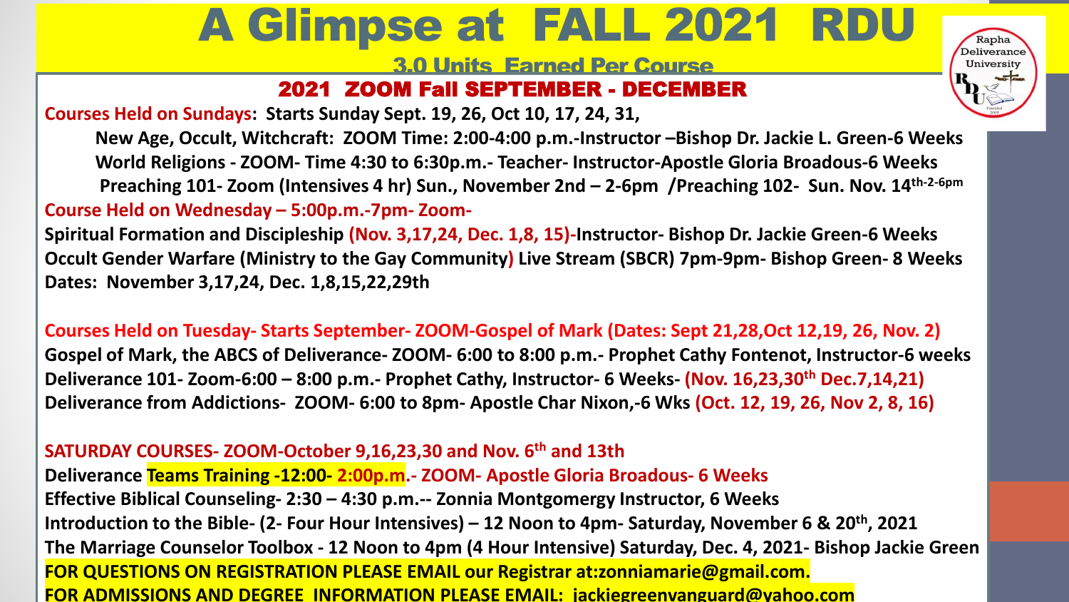# A Glimpse at FALL 2021 RDU

**3.0 Units Earned Per Course**

Rapha Deliverance University

## 2021 ZOOM Fall SEPTEMBER - DECEMBER

**Courses Held on Sundays: Starts Sunday Sept. 19, 26, Oct 10, 17, 24, 31,**

**New Age, Occult, Witchcraft: ZOOM Time: 2:00-4:00 p.m.-Instructor –Bishop Dr. Jackie L. Green-6 Weeks**

**World Religions - ZOOM- Time 4:30 to 6:30p.m.- Teacher- Instructor-Apostle Gloria Broadous-6 Weeks**

**Preaching 101- Zoom (Intensives 4 hr) Sun., November 2nd – 2-6pm /Preaching 102- Sun. Nov. 14th-2-6pm**

**Course Held on Wednesday – 5:00p.m.-7pm- Zoom-**

**Spiritual Formation and Discipleship (Nov. 3,17,24, Dec. 1,8, 15)-Instructor- Bishop Dr. Jackie Green-6 Weeks**

**Occult Gender Warfare (Ministry to the Gay Community) Live Stream (SBCR) 7pm-9pm- Bishop Green- 8 Weeks**

**Dates: November 3,17,24, Dec. 1,8,15,22,29th**

**Courses Held on Tuesday- Starts September- ZOOM-Gospel of Mark (Dates: Sept 21,28,Oct 12,19, 26, Nov. 2)**

**Gospel of Mark, the ABCS of Deliverance- ZOOM- 6:00 to 8:00 p.m.- Prophet Cathy Fontenot, Instructor-6 weeks**

**Deliverance 101- Zoom-6:00 – 8:00 p.m.- Prophet Cathy, Instructor- 6 Weeks- (Nov. 16,23,30th Dec.7,14,21)**

**Deliverance from Addictions- ZOOM- 6:00 to 8pm- Apostle Char Nixon,-6 Wks (Oct. 12, 19, 26, Nov 2, 8, 16)**

**SATURDAY COURSES- ZOOM-October 9,16,23,30 and Nov. 6th and 13th**

**Deliverance Teams Training -12:00- 2:00p.m.- ZOOM- Apostle Gloria Broadous- 6 Weeks**

**Effective Biblical Counseling- 2:30 – 4:30 p.m.-- Zonnia Montgomergy Instructor, 6 Weeks**

**Introduction to the Bible- (2- Four Hour Intensives) – 12 Noon to 4pm- Saturday, November 6 & 20th, 2021**

**The Marriage Counselor Toolbox - 12 Noon to 4pm (4 Hour Intensive) Saturday, Dec. 4, 2021- Bishop Jackie Green**

**FOR QUESTIONS ON REGISTRATION PLEASE EMAIL our Registrar at:zonniamarie@gmail.com.**

**FOR ADMISSIONS AND DEGREE INFORMATION PLEASE EMAIL: jackiegreenvanguard@yahoo.com**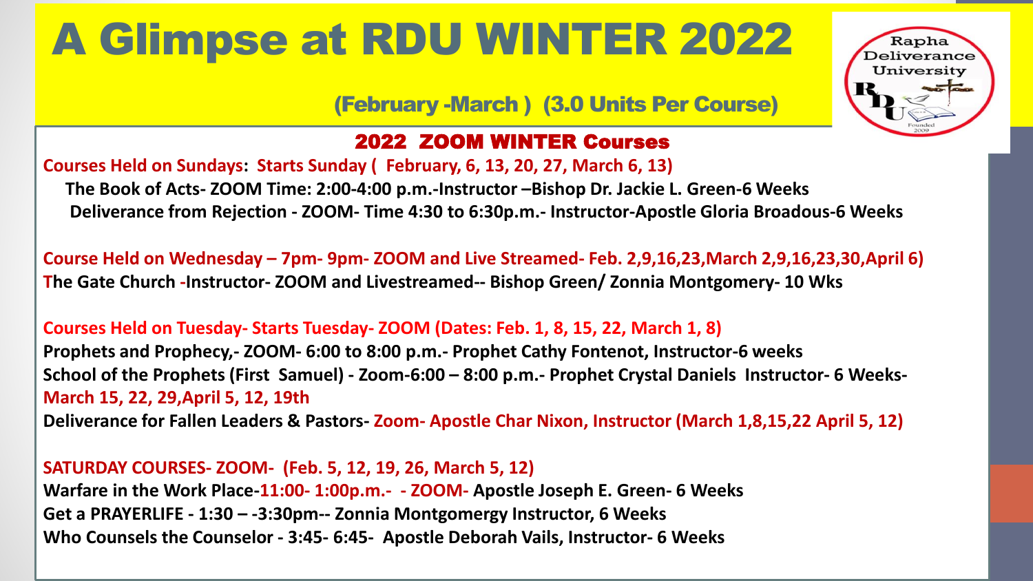# A Glimpse at RDU WINTER 2022

(February -March ) (3.0 Units Per Course)

Rapha Deliverance University

Founded 2009

## 2022 ZOOM WINTER Courses

**Courses Held on Sundays: Starts Sunday ( February, 6, 13, 20, 27, March 6, 13)**

**The Book of Acts- ZOOM Time: 2:00-4:00 p.m.-Instructor –Bishop Dr. Jackie L. Green-6 Weeks**

**Deliverance from Rejection - ZOOM- Time 4:30 to 6:30p.m.- Instructor-Apostle Gloria Broadous-6 Weeks**

**Course Held on Wednesday – 7pm- 9pm- ZOOM and Live Streamed- Feb. 2,9,16,23,March 2,9,16,23,30,April 6)**

**The Gate Church -Instructor- ZOOM and Livestreamed-- Bishop Green/ Zonnia Montgomery- 10 Wks**

**Courses Held on Tuesday- Starts Tuesday- ZOOM (Dates: Feb. 1, 8, 15, 22, March 1, 8)**

**Prophets and Prophecy,- ZOOM- 6:00 to 8:00 p.m.- Prophet Cathy Fontenot, Instructor-6 weeks**

**School of the Prophets (First Samuel) - Zoom-6:00 – 8:00 p.m.- Prophet Crystal Daniels Instructor- 6 Weeks- March 15, 22, 29,April 5, 12, 19th**

**Deliverance for Fallen Leaders & Pastors- Zoom- Apostle Char Nixon, Instructor (March 1,8,15,22 April 5, 12)**

**SATURDAY COURSES- ZOOM- (Feb. 5, 12, 19, 26, March 5, 12)**

**Warfare in the Work Place-11:00- 1:00p.m.- - ZOOM- Apostle Joseph E. Green- 6 Weeks**

**Get a PRAYERLIFE - 1:30 – -3:30pm-- Zonnia Montgomergy Instructor, 6 Weeks**

**Who Counsels the Counselor - 3:45- 6:45- Apostle Deborah Vails, Instructor- 6 Weeks**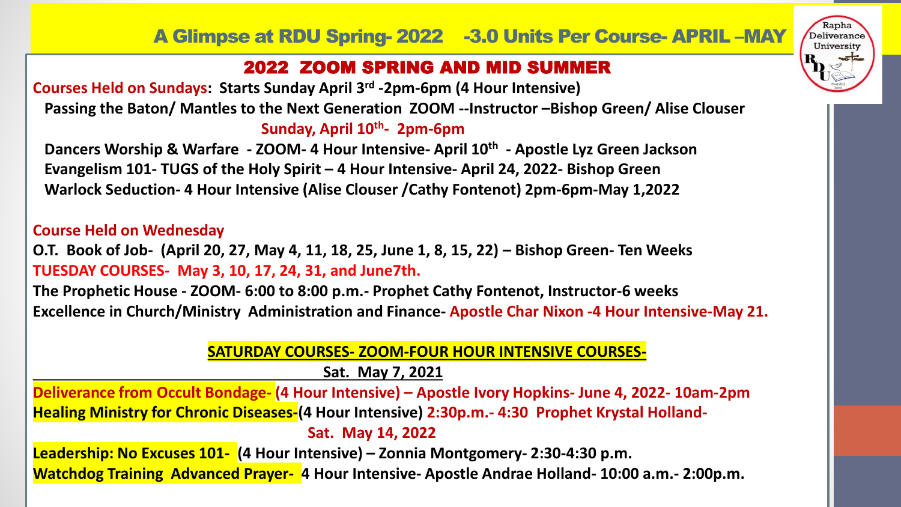# A Glimpse at RDU Spring- 2022 -3.0 Units Per Course- APRIL –MAY

## 2022 ZOOM SPRING AND MID SUMMER

**Courses Held on Sundays: Starts Sunday April 3rd -2pm-6pm (4 Hour Intensive)**

**Passing the Baton/ Mantles to the Next Generation ZOOM --Instructor –Bishop Green/ Alise Clouser**

**Sunday, April 10th- 2pm-6pm**

**Dancers Worship & Warfare - ZOOM- 4 Hour Intensive- April 10th - Apostle Lyz Green Jackson**

**Evangelism 101- TUGS of the Holy Spirit – 4 Hour Intensive- April 24, 2022- Bishop Green**

**Warlock Seduction- 4 Hour Intensive (Alise Clouser /Cathy Fontenot) 2pm-6pm-May 1,2022**

**Course Held on Wednesday**

**O.T. Book of Job- (April 20, 27, May 4, 11, 18, 25, June 1, 8, 15, 22) – Bishop Green- Ten Weeks**

**TUESDAY COURSES- May 3, 10, 17, 24, 31, and June7th.**

**The Prophetic House - ZOOM- 6:00 to 8:00 p.m.- Prophet Cathy Fontenot, Instructor-6 weeks**

**Excellence in Church/Ministry Administration and Finance- Apostle Char Nixon -4 Hour Intensive-May 21.**

**SATURDAY COURSES- ZOOM-FOUR HOUR INTENSIVE COURSES-**

**Sat. May 7, 2021**

**Deliverance from Occult Bondage- (4 Hour Intensive) – Apostle Ivory Hopkins- June 4, 2022- 10am-2pm**

**Healing Ministry for Chronic Diseases-(4 Hour Intensive) 2:30p.m.- 4:30 Prophet Krystal Holland-**

**Sat. May 14, 2022**

**Leadership: No Excuses 101- (4 Hour Intensive) – Zonnia Montgomery- 2:30-4:30 p.m.**

**Watchdog Training Advanced Prayer- 4 Hour Intensive- Apostle Andrae Holland- 10:00 a.m.- 2:00p.m.**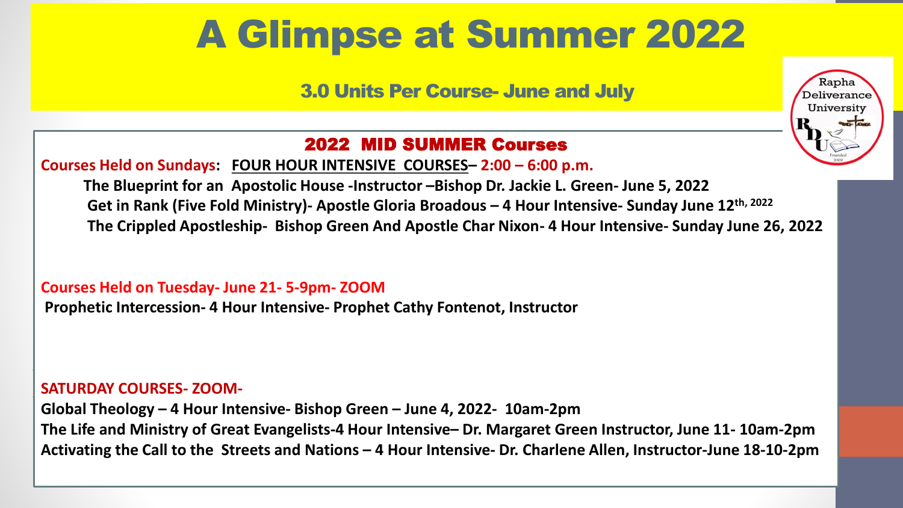# A Glimpse at Summer 2022

## 3.0 Units Per Course- June and July

### 2022 MID SUMMER Courses

**Courses Held on Sundays: FOUR HOUR INTENSIVE COURSES– 2:00 – 6:00 p.m.**

**The Blueprint for an Apostolic House -Instructor –Bishop Dr. Jackie L. Green- June 5, 2022**

**Get in Rank (Five Fold Ministry)- Apostle Gloria Broadous – 4 Hour Intensive- Sunday June 12th, 2022**

**The Crippled Apostleship- Bishop Green And Apostle Char Nixon- 4 Hour Intensive- Sunday June 26, 2022**

**Courses Held on Tuesday- June 21- 5-9pm- ZOOM**

**Prophetic Intercession- 4 Hour Intensive- Prophet Cathy Fontenot, Instructor**

**SATURDAY COURSES- ZOOM-**

**Global Theology – 4 Hour Intensive- Bishop Green – June 4, 2022- 10am-2pm**

**The Life and Ministry of Great Evangelists-4 Hour Intensive– Dr. Margaret Green Instructor, June 11- 10am-2pm**

**Activating the Call to the Streets and Nations – 4 Hour Intensive- Dr. Charlene Allen, Instructor-June 18-10-2pm**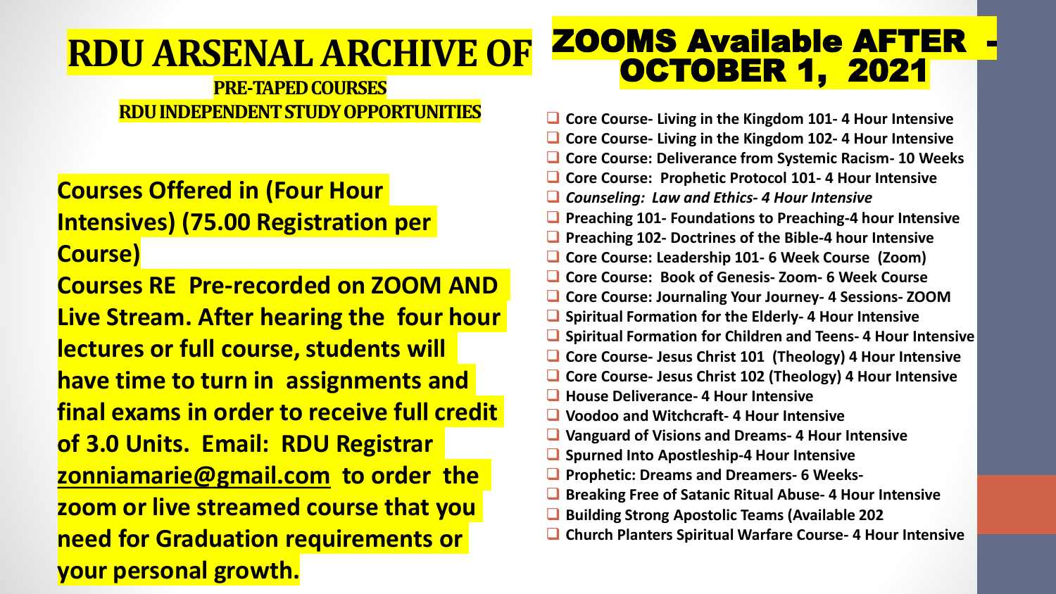# RDU ARSENAL ARCHIVE OF

**PRE-TAPED COURSES**
**RDU INDEPENDENT STUDY OPPORTUNITIES**

**Courses Offered in (Four Hour Intensives) (75.00 Registration per Course)**

**Courses RE Pre-recorded on ZOOM AND Live Stream. After hearing the four hour lectures or full course, students will have time to turn in assignments and final exams in order to receive full credit of 3.0 Units. Email: RDU Registrar zonniamarie@gmail.com to order the zoom or live streamed course that you need for Graduation requirements or your personal growth.**

# ZOOMS Available AFTER - OCTOBER 1, 2021

- **Core Course- Living in the Kingdom 101- 4 Hour Intensive**
- **Core Course- Living in the Kingdom 102- 4 Hour Intensive**
- **Core Course: Deliverance from Systemic Racism- 10 Weeks**
- **Core Course: Prophetic Protocol 101- 4 Hour Intensive**
- ***Counseling: Law and Ethics- 4 Hour Intensive***
- **Preaching 101- Foundations to Preaching-4 hour Intensive**
- **Preaching 102- Doctrines of the Bible-4 hour Intensive**
- **Core Course: Leadership 101- 6 Week Course (Zoom)**
- **Core Course: Book of Genesis- Zoom- 6 Week Course**
- **Core Course: Journaling Your Journey- 4 Sessions- ZOOM**
- **Spiritual Formation for the Elderly- 4 Hour Intensive**
- **Spiritual Formation for Children and Teens- 4 Hour Intensive**
- **Core Course- Jesus Christ 101 (Theology) 4 Hour Intensive**
- **Core Course- Jesus Christ 102 (Theology) 4 Hour Intensive**
- **House Deliverance- 4 Hour Intensive**
- **Voodoo and Witchcraft- 4 Hour Intensive**
- **Vanguard of Visions and Dreams- 4 Hour Intensive**
- **Spurned Into Apostleship-4 Hour Intensive**
- **Prophetic: Dreams and Dreamers- 6 Weeks-**
- **Breaking Free of Satanic Ritual Abuse- 4 Hour Intensive**
- **Building Strong Apostolic Teams (Available 202**
- **Church Planters Spiritual Warfare Course- 4 Hour Intensive**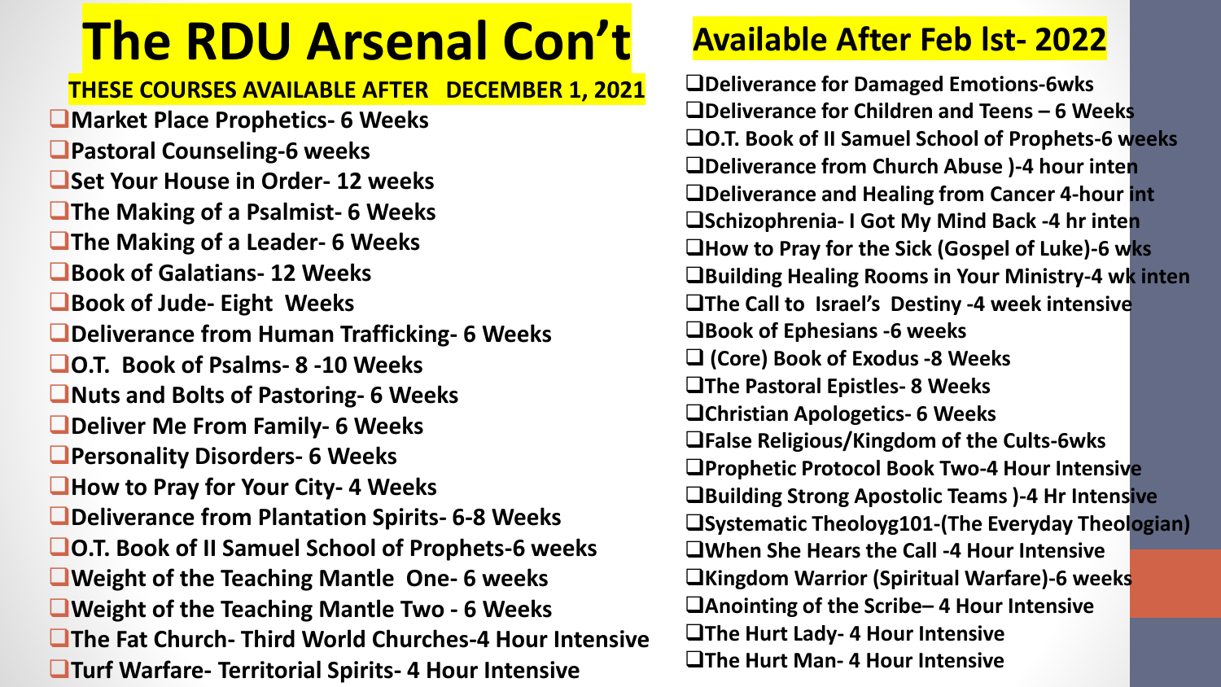# The RDU Arsenal Con't

**THESE COURSES AVAILABLE AFTER DECEMBER 1, 2021**

- ❑Market Place Prophetics- 6 Weeks
- ❑Pastoral Counseling-6 weeks
- ❑Set Your House in Order- 12 weeks
- ❑The Making of a Psalmist- 6 Weeks
- ❑The Making of a Leader- 6 Weeks
- ❑Book of Galatians- 12 Weeks
- ❑Book of Jude- Eight Weeks
- ❑Deliverance from Human Trafficking- 6 Weeks
- ❑O.T. Book of Psalms- 8 -10 Weeks
- ❑Nuts and Bolts of Pastoring- 6 Weeks
- ❑Deliver Me From Family- 6 Weeks
- ❑Personality Disorders- 6 Weeks
- ❑How to Pray for Your City- 4 Weeks
- ❑Deliverance from Plantation Spirits- 6-8 Weeks
- ❑O.T. Book of II Samuel School of Prophets-6 weeks
- ❑Weight of the Teaching Mantle One- 6 weeks
- ❑Weight of the Teaching Mantle Two - 6 Weeks
- ❑The Fat Church- Third World Churches-4 Hour Intensive
- ❑Turf Warfare- Territorial Spirits- 4 Hour Intensive

## Available After Feb lst- 2022

- ❑Deliverance for Damaged Emotions-6wks
- ❑Deliverance for Children and Teens – 6 Weeks
- ❑O.T. Book of II Samuel School of Prophets-6 weeks
- ❑Deliverance from Church Abuse )-4 hour inten
- ❑Deliverance and Healing from Cancer 4-hour int
- ❑Schizophrenia- I Got My Mind Back -4 hr inten
- ❑How to Pray for the Sick (Gospel of Luke)-6 wks
- ❑Building Healing Rooms in Your Ministry-4 wk inten
- ❑The Call to Israel's Destiny -4 week intensive
- ❑Book of Ephesians -6 weeks
- ❑ (Core) Book of Exodus -8 Weeks
- ❑The Pastoral Epistles- 8 Weeks
- ❑Christian Apologetics- 6 Weeks
- ❑False Religious/Kingdom of the Cults-6wks
- ❑Prophetic Protocol Book Two-4 Hour Intensive
- ❑Building Strong Apostolic Teams )-4 Hr Intensive
- ❑Systematic Theologg101-(The Everyday Theologian)
- ❑When She Hears the Call -4 Hour Intensive
- ❑Kingdom Warrior (Spiritual Warfare)-6 weeks
- ❑Anointing of the Scribe– 4 Hour Intensive
- ❑The Hurt Lady- 4 Hour Intensive
- ❑The Hurt Man- 4 Hour Intensive